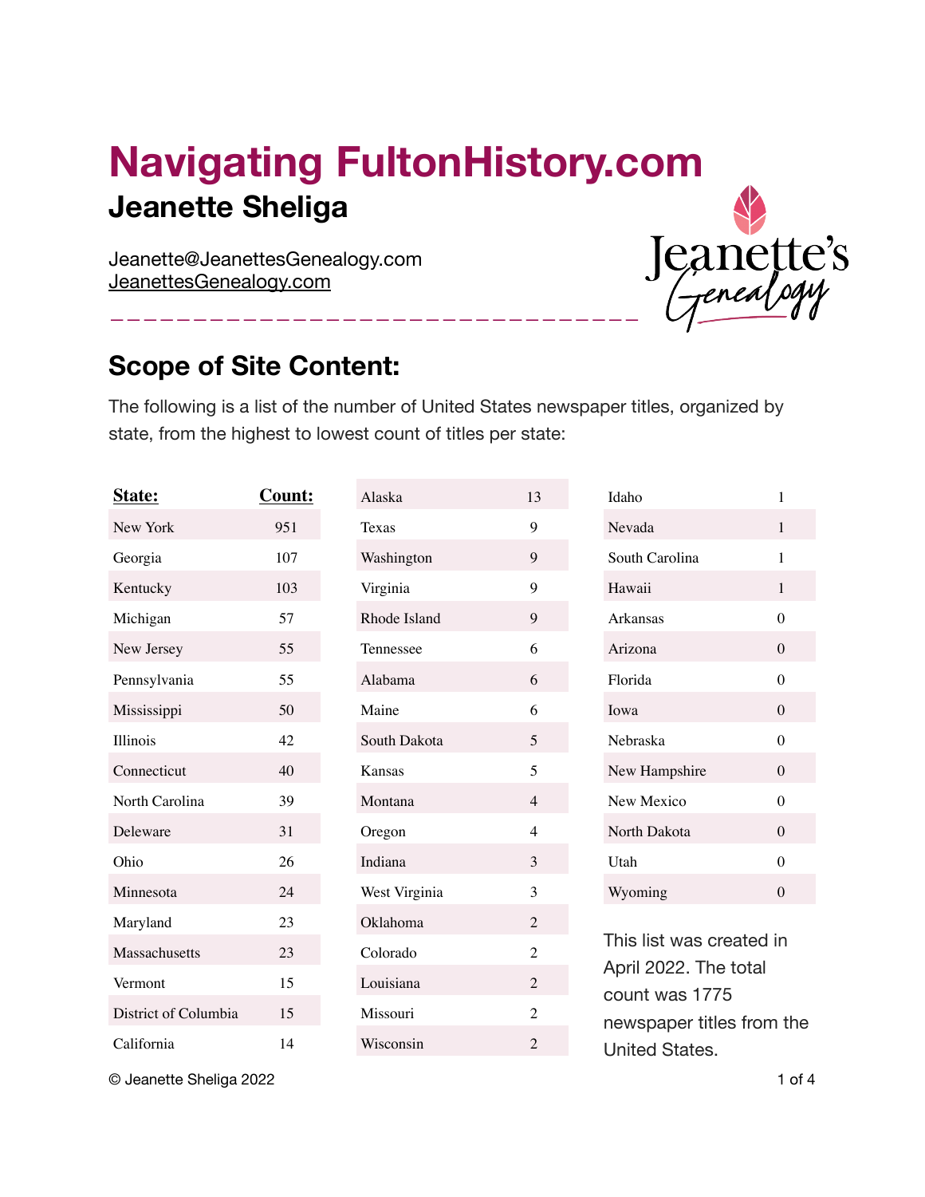# Navigating FultonHistory.com

## Jeanette Sheliga

Jeanette@JeanettesGenealogy.com
JeanettesGenealogy.com

## Scope of Site Content:

The following is a list of the number of United States newspaper titles, organized by state, from the highest to lowest count of titles per state:

| State: | Count: |
|---|---|
| New York | 951 |
| Georgia | 107 |
| Kentucky | 103 |
| Michigan | 57 |
| New Jersey | 55 |
| Pennsylvania | 55 |
| Mississippi | 50 |
| Illinois | 42 |
| Connecticut | 40 |
| North Carolina | 39 |
| Deleware | 31 |
| Ohio | 26 |
| Minnesota | 24 |
| Maryland | 23 |
| Massachusetts | 23 |
| Vermont | 15 |
| District of Columbia | 15 |
| California | 14 |
| Alaska | 13 |
| Texas | 9 |
| Washington | 9 |
| Virginia | 9 |
| Rhode Island | 9 |
| Tennessee | 6 |
| Alabama | 6 |
| Maine | 6 |
| South Dakota | 5 |
| Kansas | 5 |
| Montana | 4 |
| Oregon | 4 |
| Indiana | 3 |
| West Virginia | 3 |
| Oklahoma | 2 |
| Colorado | 2 |
| Louisiana | 2 |
| Missouri | 2 |
| Wisconsin | 2 |
| Idaho | 1 |
| Nevada | 1 |
| South Carolina | 1 |
| Hawaii | 1 |
| Arkansas | 0 |
| Arizona | 0 |
| Florida | 0 |
| Iowa | 0 |
| Nebraska | 0 |
| New Hampshire | 0 |
| New Mexico | 0 |
| North Dakota | 0 |
| Utah | 0 |
| Wyoming | 0 |

This list was created in April 2022. The total count was 1775 newspaper titles from the United States.

© Jeanette Sheliga 2022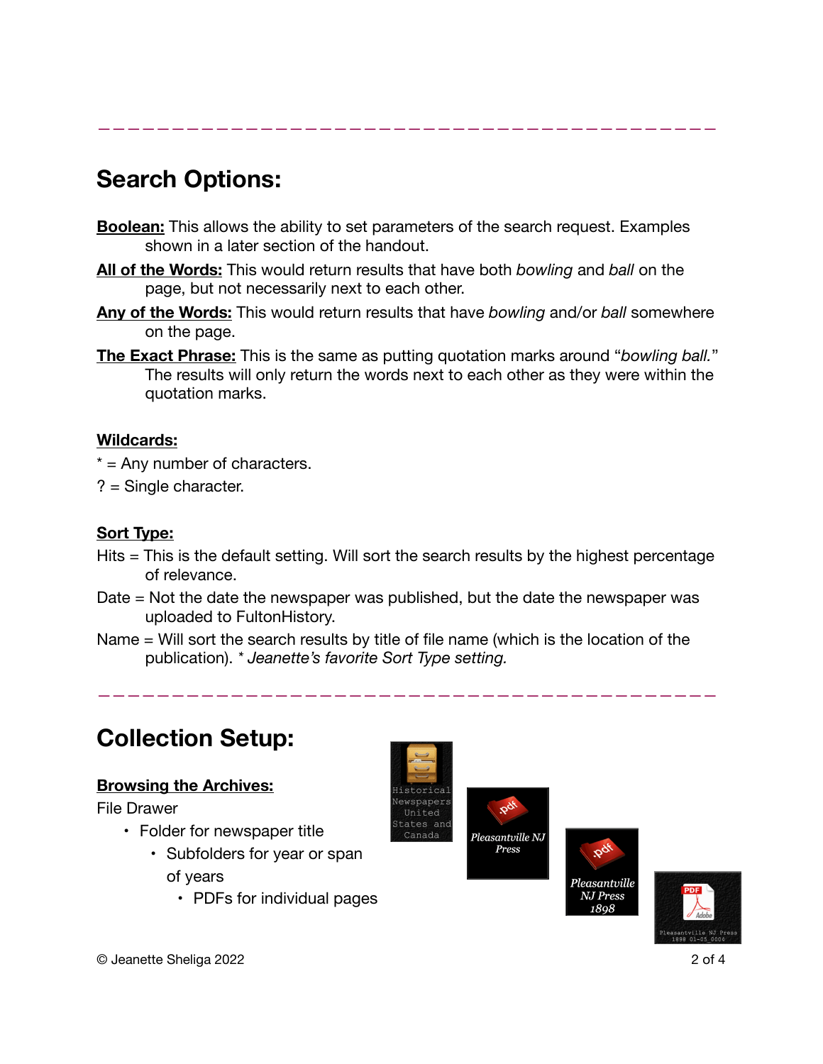---

## Search Options:

**<u>Boolean:</u>** This allows the ability to set parameters of the search request. Examples shown in a later section of the handout.

**<u>All of the Words:</u>** This would return results that have both *bowling* and *ball* on the page, but not necessarily next to each other.

**<u>Any of the Words:</u>** This would return results that have *bowling* and/or *ball* somewhere on the page.

**<u>The Exact Phrase:</u>** This is the same as putting quotation marks around "*bowling ball.*" The results will only return the words next to each other as they were within the quotation marks.

**<u>Wildcards:</u>**

* = Any number of characters.

? = Single character.

**<u>Sort Type:</u>**

Hits = This is the default setting. Will sort the search results by the highest percentage of relevance.

Date = Not the date the newspaper was published, but the date the newspaper was uploaded to FultonHistory.

Name = Will sort the search results by title of file name (which is the location of the publication). * *Jeanette's favorite Sort Type setting.*

---

## Collection Setup:

**<u>Browsing the Archives:</u>**

File Drawer

- Folder for newspaper title
  - Subfolders for year or span of years
    - PDFs for individual pages

Historical Newspapers United States and Canada

Pleasantville NJ Press

Pleasantville NJ Press 1898

Pleasantville NJ Press 1898 01-05 0000

© Jeanette Sheliga 2022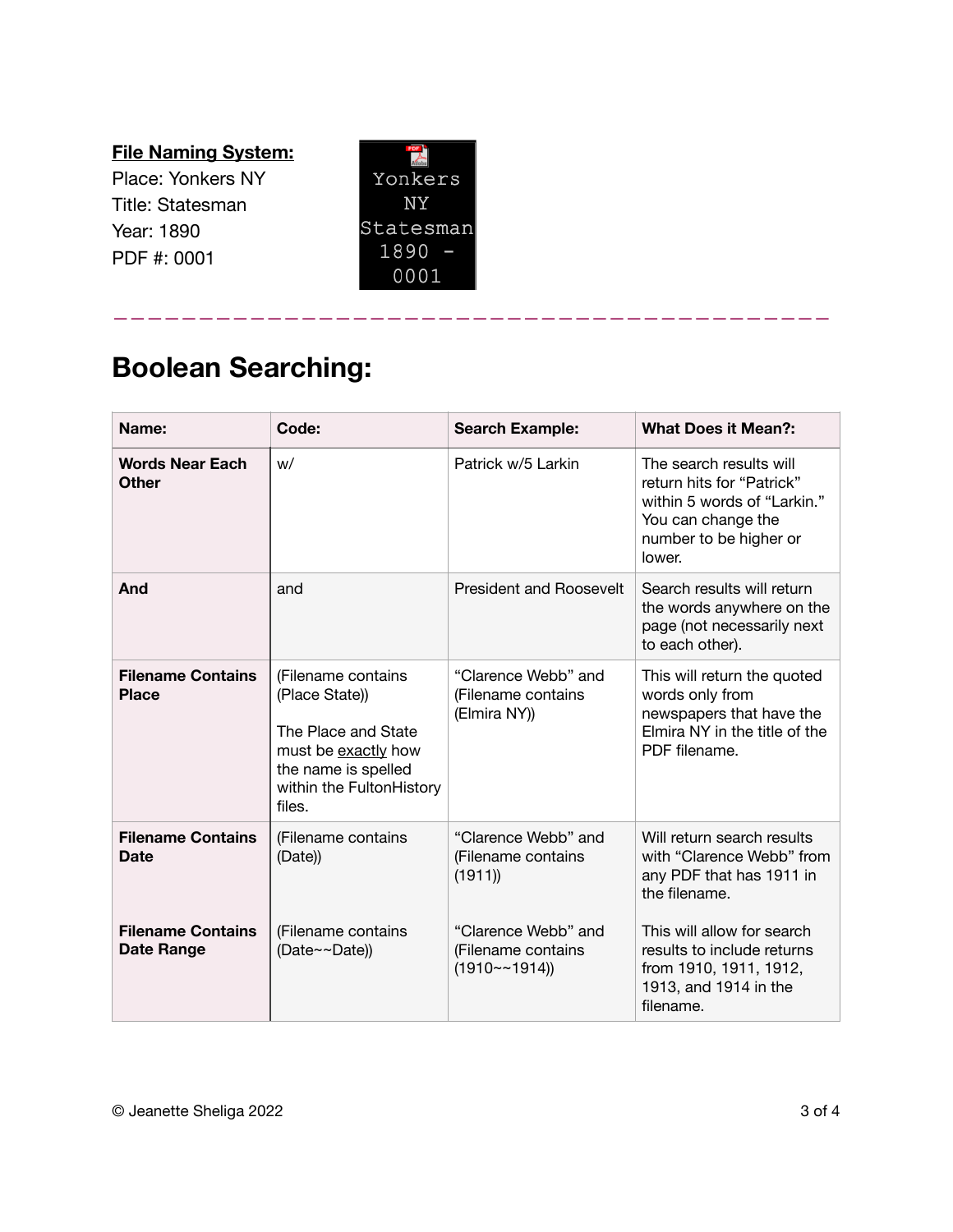**File Naming System:**
Place: Yonkers NY
Title: Statesman
Year: 1890
PDF #: 0001

Yonkers NY Statesman 1890 - 0001

---

# Boolean Searching:

| Name: | Code: | Search Example: | What Does it Mean?: |
| --- | --- | --- | --- |
| **Words Near Each Other** | w/ | Patrick w/5 Larkin | The search results will return hits for "Patrick" within 5 words of "Larkin." You can change the number to be higher or lower. |
| **And** | and | President and Roosevelt | Search results will return the words anywhere on the page (not necessarily next to each other). |
| **Filename Contains Place** | (Filename contains (Place State)) The Place and State must be <u>exactly</u> how the name is spelled within the FultonHistory files. | "Clarence Webb" and (Filename contains (Elmira NY)) | This will return the quoted words only from newspapers that have the Elmira NY in the title of the PDF filename. |
| **Filename Contains Date** | (Filename contains (Date)) | "Clarence Webb" and (Filename contains (1911)) | Will return search results with "Clarence Webb" from any PDF that has 1911 in the filename. |
| **Filename Contains Date Range** | (Filename contains (Date~~Date)) | "Clarence Webb" and (Filename contains (1910~~1914)) | This will allow for search results to include returns from 1910, 1911, 1912, 1913, and 1914 in the filename. |

© Jeanette Sheliga 2022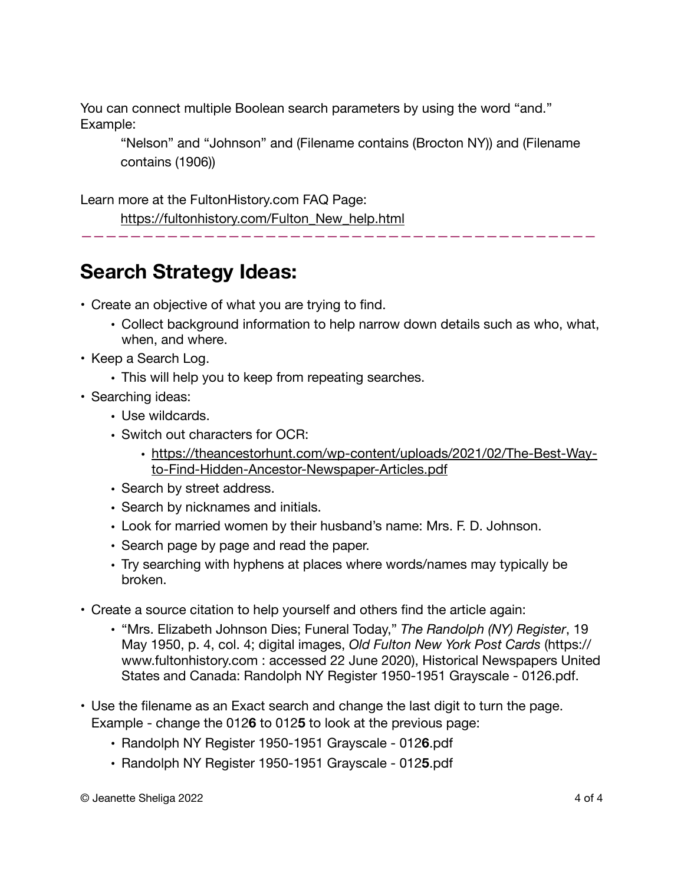You can connect multiple Boolean search parameters by using the word "and."
Example:

> "Nelson" and "Johnson" and (Filename contains (Brocton NY)) and (Filename contains (1906))

Learn more at the FultonHistory.com FAQ Page:

> https://fultonhistory.com/Fulton_New_help.html

---

## Search Strategy Ideas:

- Create an objective of what you are trying to find.
  - Collect background information to help narrow down details such as who, what, when, and where.
- Keep a Search Log.
  - This will help you to keep from repeating searches.
- Searching ideas:
  - Use wildcards.
  - Switch out characters for OCR:
    - https://theancestorhunt.com/wp-content/uploads/2021/02/The-Best-Way-to-Find-Hidden-Ancestor-Newspaper-Articles.pdf
  - Search by street address.
  - Search by nicknames and initials.
  - Look for married women by their husband's name: Mrs. F. D. Johnson.
  - Search page by page and read the paper.
  - Try searching with hyphens at places where words/names may typically be broken.

- Create a source citation to help yourself and others find the article again:
  - "Mrs. Elizabeth Johnson Dies; Funeral Today," *The Randolph (NY) Register*, 19 May 1950, p. 4, col. 4; digital images, *Old Fulton New York Post Cards* (https://www.fultonhistory.com : accessed 22 June 2020), Historical Newspapers United States and Canada: Randolph NY Register 1950-1951 Grayscale - 0126.pdf.

- Use the filename as an Exact search and change the last digit to turn the page. Example - change the 012**6** to 012**5** to look at the previous page:
  - Randolph NY Register 1950-1951 Grayscale - 012**6**.pdf
  - Randolph NY Register 1950-1951 Grayscale - 012**5**.pdf

© Jeanette Sheliga 2022